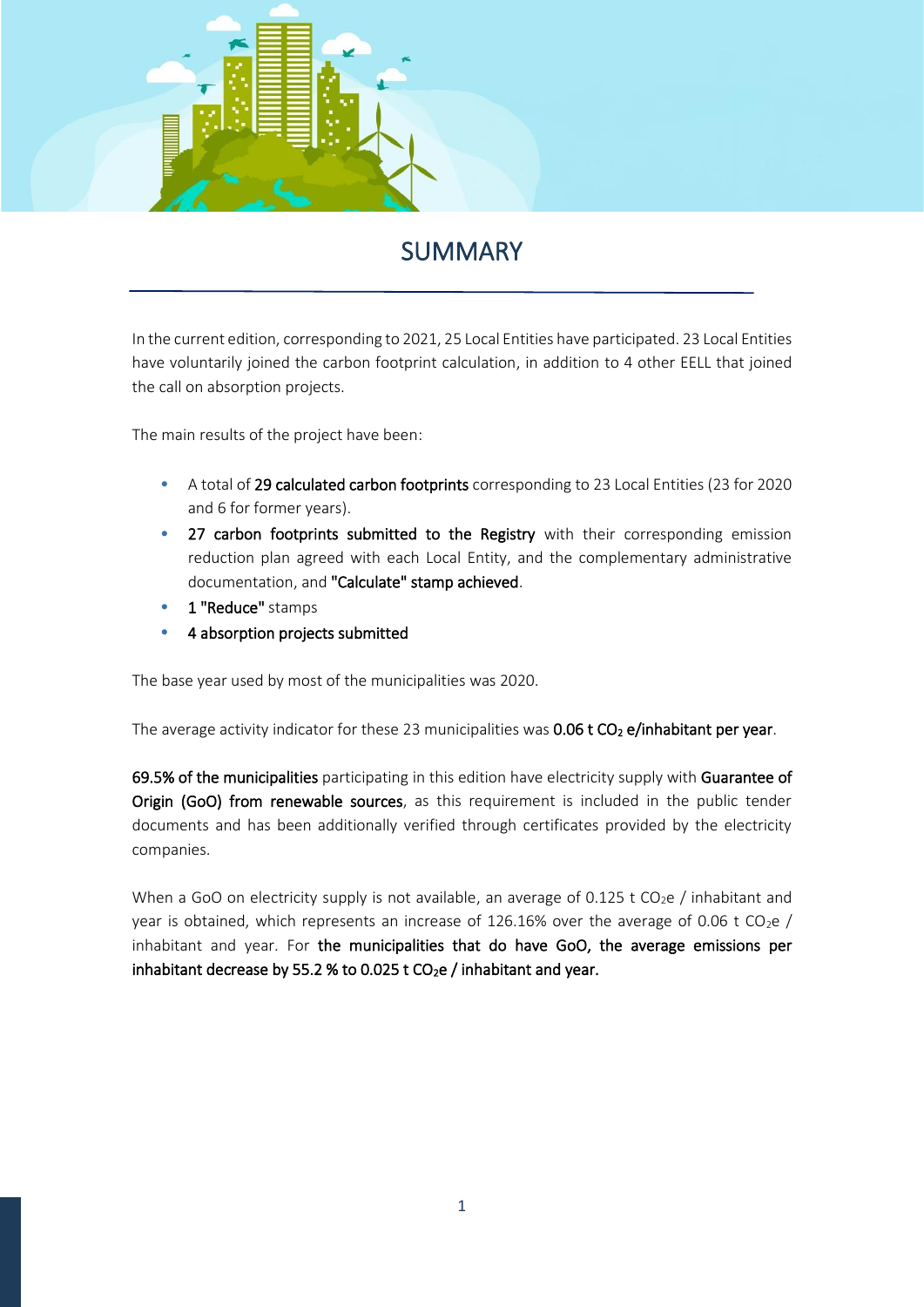# SUMMARY

In the current edition, corresponding to 2021, 25 Local Entities have participated. 23 Local Entities have voluntarily joined the carbon footprint calculation, in addition to 4 other EELL that joined the call on absorption projects.

The main results of the project have been:

- A total of **29 calculated carbon footprints** corresponding to 23 Local Entities (23 for 2020 and 6 for former years).
- **27 carbon footprints submitted to the Registry** with their corresponding emission reduction plan agreed with each Local Entity, and the complementary administrative documentation, and **"Calculate" stamp achieved**.
- **1 "Reduce"** stamps
- **4 absorption projects submitted**

The base year used by most of the municipalities was 2020.

The average activity indicator for these 23 municipalities was **0.06 t $CO_2$ e/inhabitant per year**.

**69.5% of the municipalities** participating in this edition have electricity supply with **Guarantee of Origin (GoO) from renewable sources**, as this requirement is included in the public tender documents and has been additionally verified through certificates provided by the electricity companies.

When a GoO on electricity supply is not available, an average of 0.125 t $CO_2e$ / inhabitant and year is obtained, which represents an increase of 126.16% over the average of 0.06 t $CO_2e$ / inhabitant and year. For **the municipalities that do have GoO, the average emissions per inhabitant decrease by 55.2 % to 0.025 t $CO_2e$ / inhabitant and year.**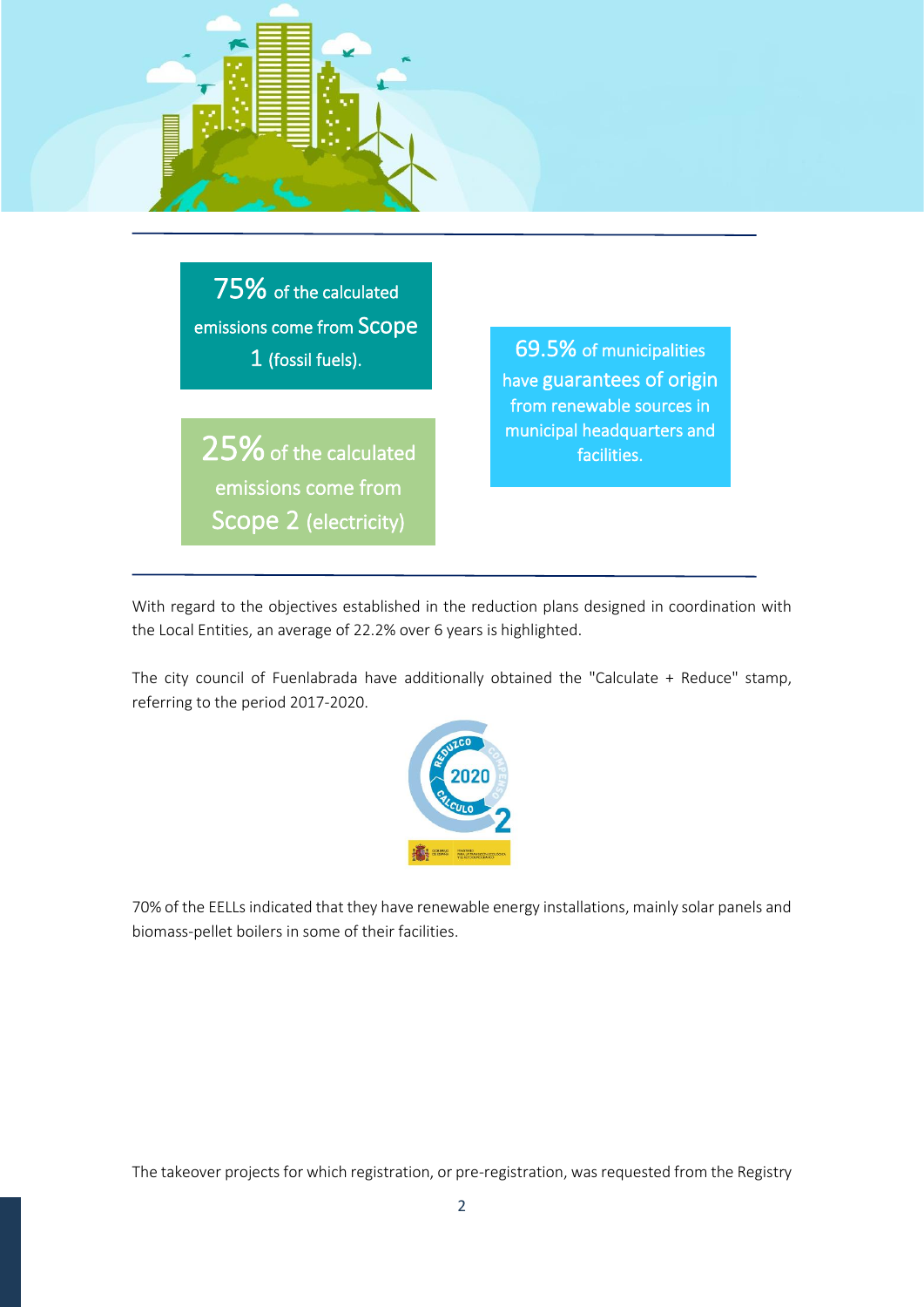75% of the calculated emissions come from Scope 1 (fossil fuels).

25% of the calculated emissions come from Scope 2 (electricity)

69.5% of municipalities have guarantees of origin from renewable sources in municipal headquarters and facilities.

With regard to the objectives established in the reduction plans designed in coordination with the Local Entities, an average of 22.2% over 6 years is highlighted.

The city council of Fuenlabrada have additionally obtained the "Calculate + Reduce" stamp, referring to the period 2017-2020.

70% of the EELLs indicated that they have renewable energy installations, mainly solar panels and biomass-pellet boilers in some of their facilities.

The takeover projects for which registration, or pre-registration, was requested from the Registry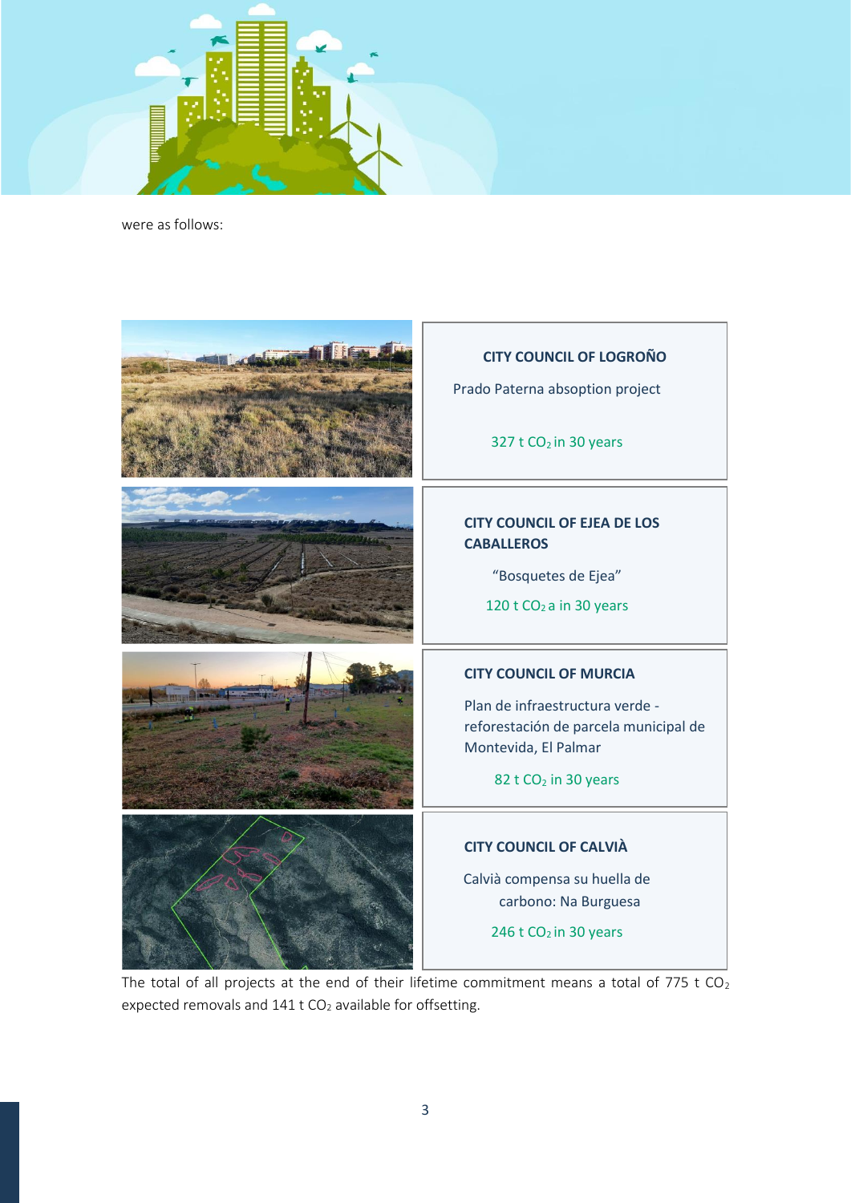were as follows:

**CITY COUNCIL OF LOGROÑO**

Prado Paterna absoption project

327 t $CO_2$ in 30 years

**CITY COUNCIL OF EJEA DE LOS CABALLEROS**

"Bosquetes de Ejea"

120 t $CO_2$ a in 30 years

**CITY COUNCIL OF MURCIA**

Plan de infraestructura verde - reforestación de parcela municipal de Montevida, El Palmar

82 t $CO_2$ in 30 years

**CITY COUNCIL OF CALVIÀ**

Calvià compensa su huella de carbono: Na Burguesa

246 t $CO_2$ in 30 years

The total of all projects at the end of their lifetime commitment means a total of 775 t $CO_2$ expected removals and 141 t $CO_2$ available for offsetting.